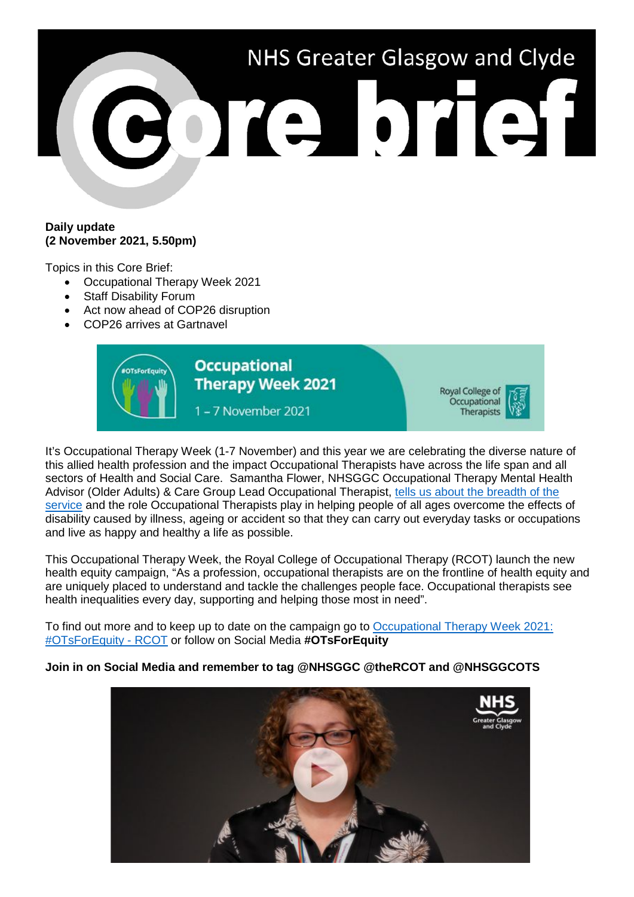# NHS Greater Glasgow and Clyde Core brief

**Daily update**
**(2 November 2021, 5.50pm)**

Topics in this Core Brief:

- Occupational Therapy Week 2021
- Staff Disability Forum
- Act now ahead of COP26 disruption
- COP26 arrives at Gartnavel

## Occupational Therapy Week 2021

It's Occupational Therapy Week (1-7 November) and this year we are celebrating the diverse nature of this allied health profession and the impact Occupational Therapists have across the life span and all sectors of Health and Social Care. Samantha Flower, NHSGGC Occupational Therapy Mental Health Advisor (Older Adults) & Care Group Lead Occupational Therapist, tells us about the breadth of the service and the role Occupational Therapists play in helping people of all ages overcome the effects of disability caused by illness, ageing or accident so that they can carry out everyday tasks or occupations and live as happy and healthy a life as possible.

This Occupational Therapy Week, the Royal College of Occupational Therapy (RCOT) launch the new health equity campaign, "As a profession, occupational therapists are on the frontline of health equity and are uniquely placed to understand and tackle the challenges people face. Occupational therapists see health inequalities every day, supporting and helping those most in need".

To find out more and to keep up to date on the campaign go to Occupational Therapy Week 2021: #OTsForEquity - RCOT or follow on Social Media **#OTsForEquity**

**Join in on Social Media and remember to tag @NHSGGC @theRCOT and @NHSGGCOTS**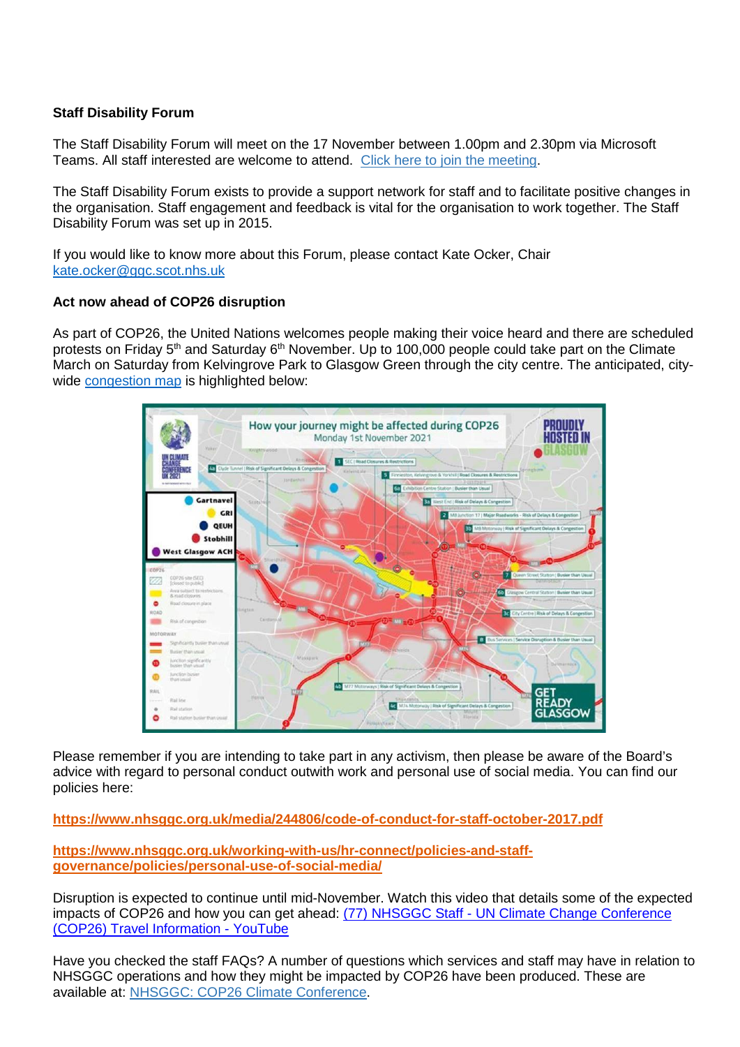**Staff Disability Forum**

The Staff Disability Forum will meet on the 17 November between 1.00pm and 2.30pm via Microsoft Teams. All staff interested are welcome to attend. [Click here to join the meeting](#).

The Staff Disability Forum exists to provide a support network for staff and to facilitate positive changes in the organisation. Staff engagement and feedback is vital for the organisation to work together. The Staff Disability Forum was set up in 2015.

If you would like to know more about this Forum, please contact Kate Ocker, Chair kate.ocker@ggc.scot.nhs.uk

**Act now ahead of COP26 disruption**

As part of COP26, the United Nations welcomes people making their voice heard and there are scheduled protests on Friday 5th and Saturday 6th November. Up to 100,000 people could take part on the Climate March on Saturday from Kelvingrove Park to Glasgow Green through the city centre. The anticipated, city-wide congestion map is highlighted below:

Please remember if you are intending to take part in any activism, then please be aware of the Board's advice with regard to personal conduct outwith work and personal use of social media. You can find our policies here:

**https://www.nhsggc.org.uk/media/244806/code-of-conduct-for-staff-october-2017.pdf**

**https://www.nhsggc.org.uk/working-with-us/hr-connect/policies-and-staff-governance/policies/personal-use-of-social-media/**

Disruption is expected to continue until mid-November. Watch this video that details some of the expected impacts of COP26 and how you can get ahead: (77) NHSGGC Staff - UN Climate Change Conference (COP26) Travel Information - YouTube

Have you checked the staff FAQs? A number of questions which services and staff may have in relation to NHSGGC operations and how they might be impacted by COP26 have been produced. These are available at: NHSGGC: COP26 Climate Conference.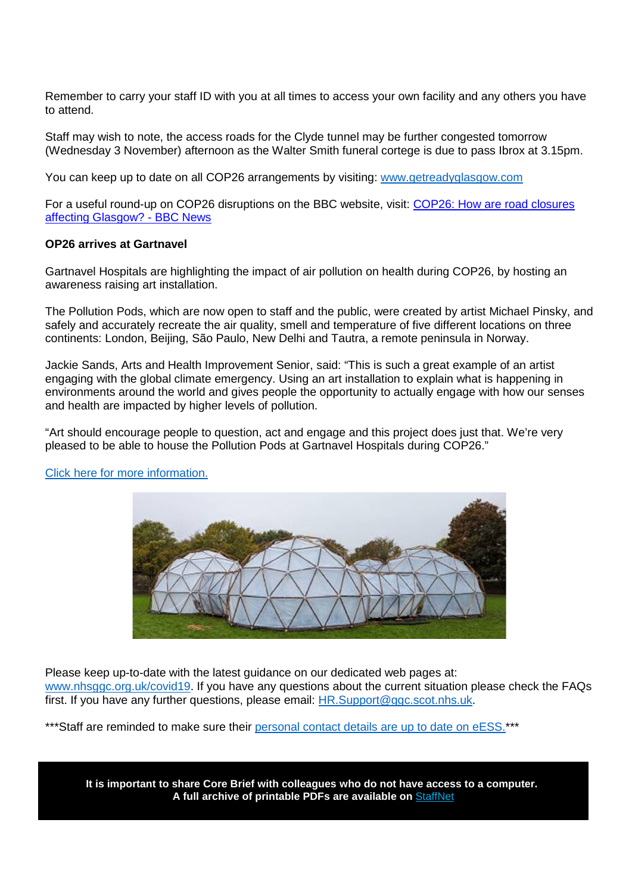Remember to carry your staff ID with you at all times to access your own facility and any others you have to attend.

Staff may wish to note, the access roads for the Clyde tunnel may be further congested tomorrow (Wednesday 3 November) afternoon as the Walter Smith funeral cortege is due to pass Ibrox at 3.15pm.

You can keep up to date on all COP26 arrangements by visiting: [www.getreadyglasgow.com](www.getreadyglasgow.com)

For a useful round-up on COP26 disruptions on the BBC website, visit: [COP26: How are road closures affecting Glasgow? - BBC News]()

**OP26 arrives at Gartnavel**

Gartnavel Hospitals are highlighting the impact of air pollution on health during COP26, by hosting an awareness raising art installation.

The Pollution Pods, which are now open to staff and the public, were created by artist Michael Pinsky, and safely and accurately recreate the air quality, smell and temperature of five different locations on three continents: London, Beijing, São Paulo, New Delhi and Tautra, a remote peninsula in Norway.

Jackie Sands, Arts and Health Improvement Senior, said: "This is such a great example of an artist engaging with the global climate emergency. Using an art installation to explain what is happening in environments around the world and gives people the opportunity to actually engage with how our senses and health are impacted by higher levels of pollution.

"Art should encourage people to question, act and engage and this project does just that. We're very pleased to be able to house the Pollution Pods at Gartnavel Hospitals during COP26."

[Click here for more information.]()

Please keep up-to-date with the latest guidance on our dedicated web pages at: [www.nhsggc.org.uk/covid19](www.nhsggc.org.uk/covid19). If you have any questions about the current situation please check the FAQs first. If you have any further questions, please email: [HR.Support@ggc.scot.nhs.uk](mailto:HR.Support@ggc.scot.nhs.uk).

***Staff are reminded to make sure their [personal contact details are up to date on eESS.]()***

**It is important to share Core Brief with colleagues who do not have access to a computer.**
**A full archive of printable PDFs are available on [StaffNet]()**